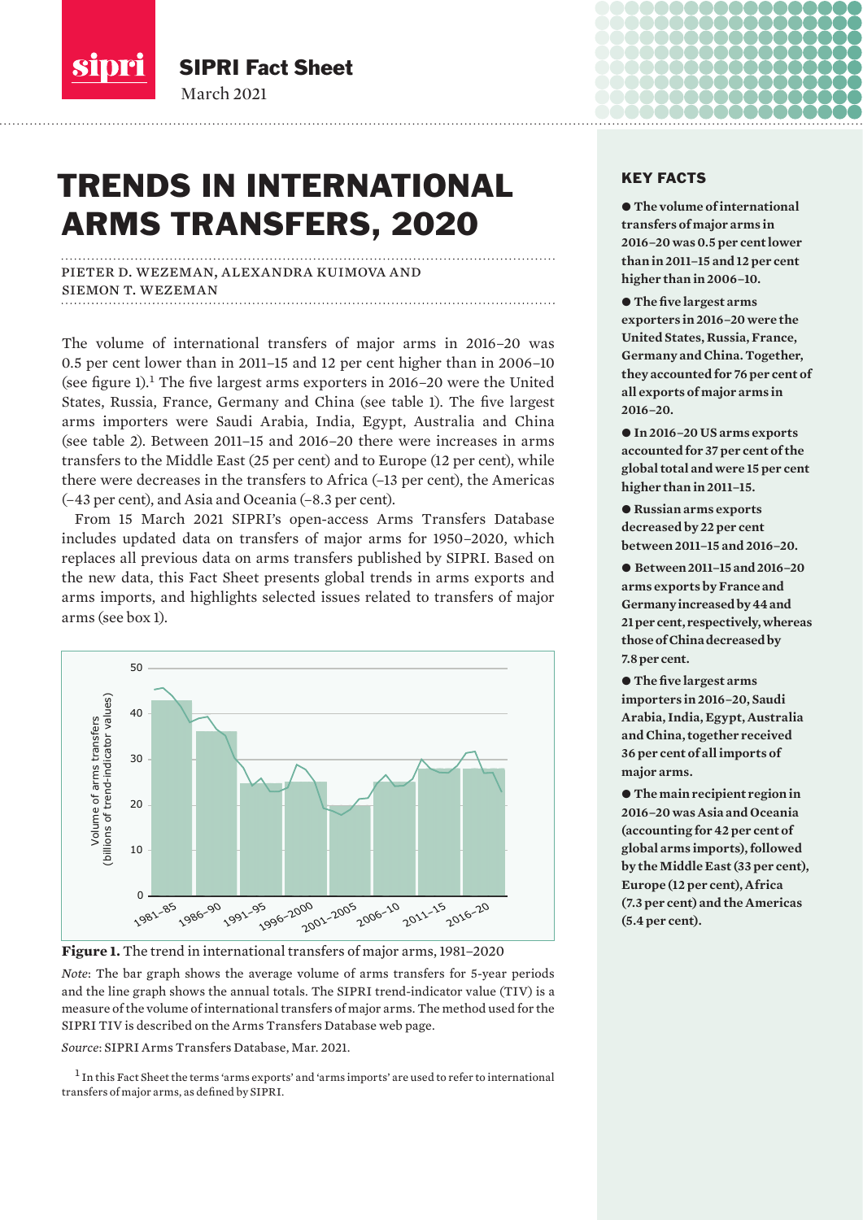SIPRI Fact Sheet

March 2021

# TRENDS IN INTERNATIONAL ARMS TRANSFERS, 2020

PIETER D. WEZEMAN, ALEXANDRA KUIMOVA AND SIEMON T. WEZEMAN

The volume of international transfers of major arms in 2016–20 was 0.5 per cent lower than in 2011–15 and 12 per cent higher than in 2006–10 (see figure 1).[1] The five largest arms exporters in 2016–20 were the United States, Russia, France, Germany and China (see table 1). The five largest arms importers were Saudi Arabia, India, Egypt, Australia and China (see table 2). Between 2011–15 and 2016–20 there were increases in arms transfers to the Middle East (25 per cent) and to Europe (12 per cent), while there were decreases in the transfers to Africa (–13 per cent), the Americas (–43 per cent), and Asia and Oceania (–8.3 per cent).

From 15 March 2021 SIPRI's open-access Arms Transfers Database includes updated data on transfers of major arms for 1950–2020, which replaces all previous data on arms transfers published by SIPRI. Based on the new data, this Fact Sheet presents global trends in arms exports and arms imports, and highlights selected issues related to transfers of major arms (see box 1).

**Figure 1.** The trend in international transfers of major arms, 1981–2020

*Note*: The bar graph shows the average volume of arms transfers for 5-year periods and the line graph shows the annual totals. The SIPRI trend-indicator value (TIV) is a measure of the volume of international transfers of major arms. The method used for the SIPRI TIV is described on the Arms Transfers Database web page.

*Source*: SIPRI Arms Transfers Database, Mar. 2021.

[1] In this Fact Sheet the terms 'arms exports' and 'arms imports' are used to refer to international transfers of major arms, as defined by SIPRI.

## KEY FACTS

- **The volume of international transfers of major arms in 2016–20 was 0.5 per cent lower than in 2011–15 and 12 per cent higher than in 2006–10.**
- **The five largest arms exporters in 2016–20 were the United States, Russia, France, Germany and China. Together, they accounted for 76 per cent of all exports of major arms in 2016–20.**
- **In 2016–20 US arms exports accounted for 37 per cent of the global total and were 15 per cent higher than in 2011–15.**
- **Russian arms exports decreased by 22 per cent between 2011–15 and 2016–20.**
- **Between 2011–15 and 2016–20 arms exports by France and Germany increased by 44 and 21 per cent, respectively, whereas those of China decreased by 7.8 per cent.**
- **The five largest arms importers in 2016–20, Saudi Arabia, India, Egypt, Australia and China, together received 36 per cent of all imports of major arms.**
- **The main recipient region in 2016–20 was Asia and Oceania (accounting for 42 per cent of global arms imports), followed by the Middle East (33 per cent), Europe (12 per cent), Africa (7.3 per cent) and the Americas (5.4 per cent).**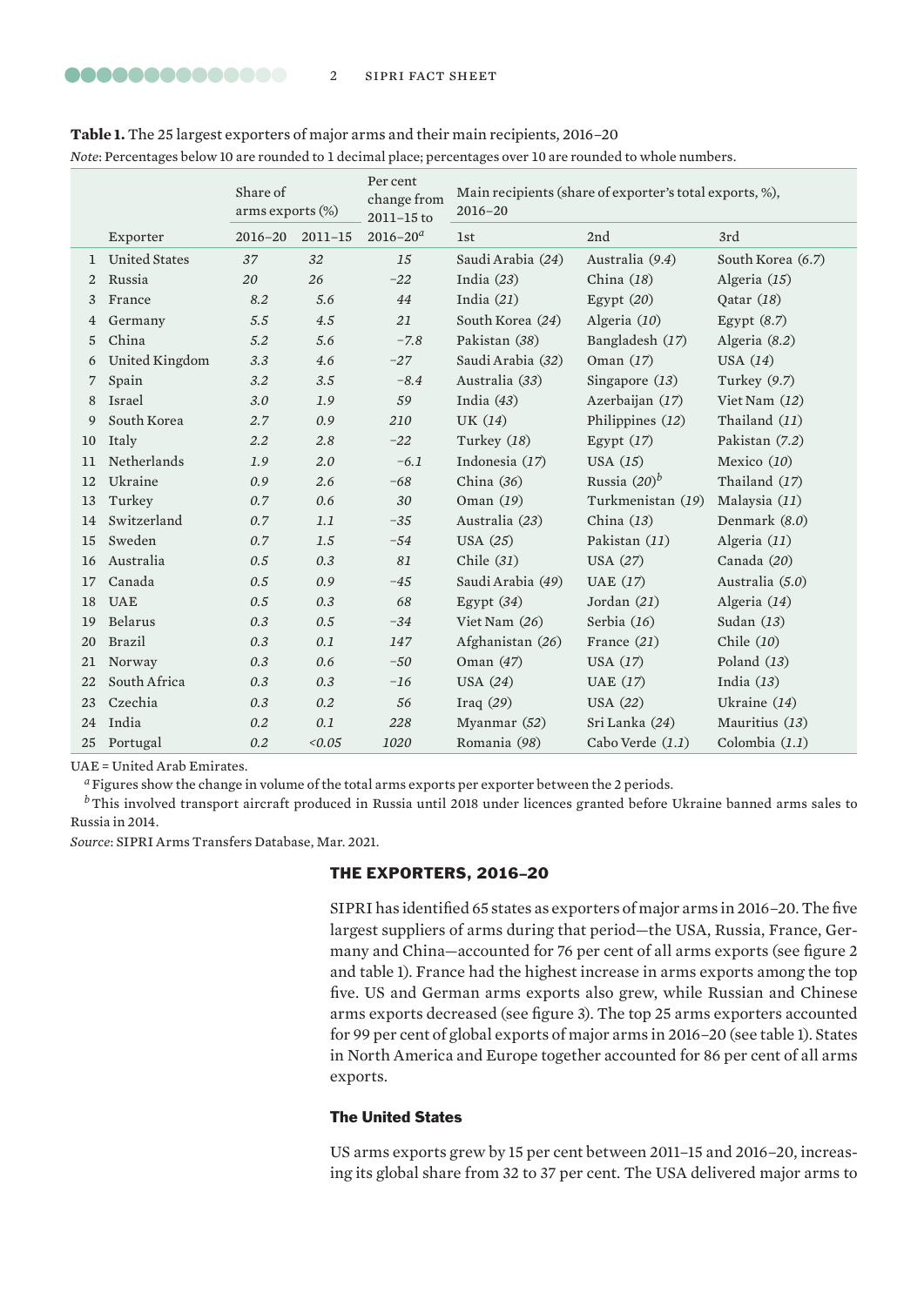**Table 1.** The 25 largest exporters of major arms and their main recipients, 2016–20

*Note*: Percentages below 10 are rounded to 1 decimal place; percentages over 10 are rounded to whole numbers.

| | | Share of arms exports (%) | | Per cent change from 2011–15 to | Main recipients (share of exporter's total exports, %), 2016–20 | | |
|---|---|---|---|---|---|---|---|
| | Exporter | 2016–20 | 2011–15 | 2016–20[a] | 1st | 2nd | 3rd |
| 1 | United States | 37 | 32 | 15 | Saudi Arabia (24) | Australia (9.4) | South Korea (6.7) |
| 2 | Russia | 20 | 26 | −22 | India (23) | China (18) | Algeria (15) |
| 3 | France | 8.2 | 5.6 | 44 | India (21) | Egypt (20) | Qatar (18) |
| 4 | Germany | 5.5 | 4.5 | 21 | South Korea (24) | Algeria (10) | Egypt (8.7) |
| 5 | China | 5.2 | 5.6 | −7.8 | Pakistan (38) | Bangladesh (17) | Algeria (8.2) |
| 6 | United Kingdom | 3.3 | 4.6 | −27 | Saudi Arabia (32) | Oman (17) | USA (14) |
| 7 | Spain | 3.2 | 3.5 | −8.4 | Australia (33) | Singapore (13) | Turkey (9.7) |
| 8 | Israel | 3.0 | 1.9 | 59 | India (43) | Azerbaijan (17) | Viet Nam (12) |
| 9 | South Korea | 2.7 | 0.9 | 210 | UK (14) | Philippines (12) | Thailand (11) |
| 10 | Italy | 2.2 | 2.8 | −22 | Turkey (18) | Egypt (17) | Pakistan (7.2) |
| 11 | Netherlands | 1.9 | 2.0 | −6.1 | Indonesia (17) | USA (15) | Mexico (10) |
| 12 | Ukraine | 0.9 | 2.6 | −68 | China (36) | Russia (20)[b] | Thailand (17) |
| 13 | Turkey | 0.7 | 0.6 | 30 | Oman (19) | Turkmenistan (19) | Malaysia (11) |
| 14 | Switzerland | 0.7 | 1.1 | −35 | Australia (23) | China (13) | Denmark (8.0) |
| 15 | Sweden | 0.7 | 1.5 | −54 | USA (25) | Pakistan (11) | Algeria (11) |
| 16 | Australia | 0.5 | 0.3 | 81 | Chile (31) | USA (27) | Canada (20) |
| 17 | Canada | 0.5 | 0.9 | −45 | Saudi Arabia (49) | UAE (17) | Australia (5.0) |
| 18 | UAE | 0.5 | 0.3 | 68 | Egypt (34) | Jordan (21) | Algeria (14) |
| 19 | Belarus | 0.3 | 0.5 | −34 | Viet Nam (26) | Serbia (16) | Sudan (13) |
| 20 | Brazil | 0.3 | 0.1 | 147 | Afghanistan (26) | France (21) | Chile (10) |
| 21 | Norway | 0.3 | 0.6 | −50 | Oman (47) | USA (17) | Poland (13) |
| 22 | South Africa | 0.3 | 0.3 | −16 | USA (24) | UAE (17) | India (13) |
| 23 | Czechia | 0.3 | 0.2 | 56 | Iraq (29) | USA (22) | Ukraine (14) |
| 24 | India | 0.2 | 0.1 | 228 | Myanmar (52) | Sri Lanka (24) | Mauritius (13) |
| 25 | Portugal | 0.2 | <0.05 | 1020 | Romania (98) | Cabo Verde (1.1) | Colombia (1.1) |

UAE = United Arab Emirates.

[a] Figures show the change in volume of the total arms exports per exporter between the 2 periods.

[b] This involved transport aircraft produced in Russia until 2018 under licences granted before Ukraine banned arms sales to Russia in 2014.

*Source*: SIPRI Arms Transfers Database, Mar. 2021.

## THE EXPORTERS, 2016–20

SIPRI has identified 65 states as exporters of major arms in 2016–20. The five largest suppliers of arms during that period—the USA, Russia, France, Germany and China—accounted for 76 per cent of all arms exports (see figure 2 and table 1). France had the highest increase in arms exports among the top five. US and German arms exports also grew, while Russian and Chinese arms exports decreased (see figure 3). The top 25 arms exporters accounted for 99 per cent of global exports of major arms in 2016–20 (see table 1). States in North America and Europe together accounted for 86 per cent of all arms exports.

### The United States

US arms exports grew by 15 per cent between 2011–15 and 2016–20, increasing its global share from 32 to 37 per cent. The USA delivered major arms to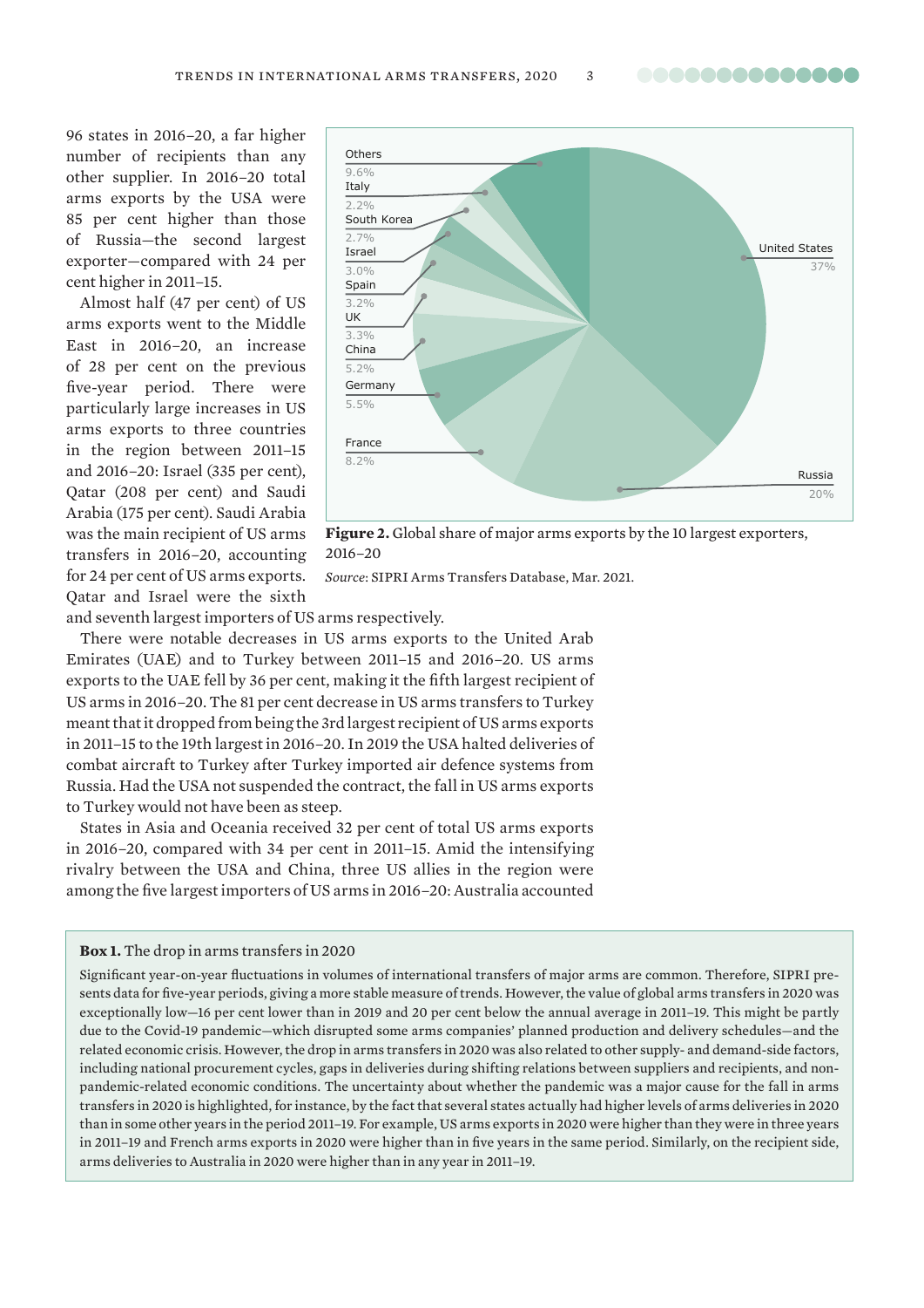96 states in 2016–20, a far higher number of recipients than any other supplier. In 2016–20 total arms exports by the USA were 85 per cent higher than those of Russia—the second largest exporter—compared with 24 per cent higher in 2011–15.

Almost half (47 per cent) of US arms exports went to the Middle East in 2016–20, an increase of 28 per cent on the previous five-year period. There were particularly large increases in US arms exports to three countries in the region between 2011–15 and 2016–20: Israel (335 per cent), Qatar (208 per cent) and Saudi Arabia (175 per cent). Saudi Arabia was the main recipient of US arms transfers in 2016–20, accounting for 24 per cent of US arms exports. Qatar and Israel were the sixth and seventh largest importers of US arms respectively.

| Exporter | Share |
|---|---|
| United States | 37% |
| Russia | 20% |
| France | 8.2% |
| Germany | 5.5% |
| China | 5.2% |
| UK | 3.3% |
| Spain | 3.2% |
| Israel | 3.0% |
| South Korea | 2.7% |
| Italy | 2.2% |
| Others | 9.6% |

**Figure 2.** Global share of major arms exports by the 10 largest exporters, 2016–20

*Source*: SIPRI Arms Transfers Database, Mar. 2021.

There were notable decreases in US arms exports to the United Arab Emirates (UAE) and to Turkey between 2011–15 and 2016–20. US arms exports to the UAE fell by 36 per cent, making it the fifth largest recipient of US arms in 2016–20. The 81 per cent decrease in US arms transfers to Turkey meant that it dropped from being the 3rd largest recipient of US arms exports in 2011–15 to the 19th largest in 2016–20. In 2019 the USA halted deliveries of combat aircraft to Turkey after Turkey imported air defence systems from Russia. Had the USA not suspended the contract, the fall in US arms exports to Turkey would not have been as steep.

States in Asia and Oceania received 32 per cent of total US arms exports in 2016–20, compared with 34 per cent in 2011–15. Amid the intensifying rivalry between the USA and China, three US allies in the region were among the five largest importers of US arms in 2016–20: Australia accounted

**Box 1.** The drop in arms transfers in 2020

Significant year-on-year fluctuations in volumes of international transfers of major arms are common. Therefore, SIPRI presents data for five-year periods, giving a more stable measure of trends. However, the value of global arms transfers in 2020 was exceptionally low—16 per cent lower than in 2019 and 20 per cent below the annual average in 2011–19. This might be partly due to the Covid-19 pandemic—which disrupted some arms companies' planned production and delivery schedules—and the related economic crisis. However, the drop in arms transfers in 2020 was also related to other supply- and demand-side factors, including national procurement cycles, gaps in deliveries during shifting relations between suppliers and recipients, and non-pandemic-related economic conditions. The uncertainty about whether the pandemic was a major cause for the fall in arms transfers in 2020 is highlighted, for instance, by the fact that several states actually had higher levels of arms deliveries in 2020 than in some other years in the period 2011–19. For example, US arms exports in 2020 were higher than they were in three years in 2011–19 and French arms exports in 2020 were higher than in five years in the same period. Similarly, on the recipient side, arms deliveries to Australia in 2020 were higher than in any year in 2011–19.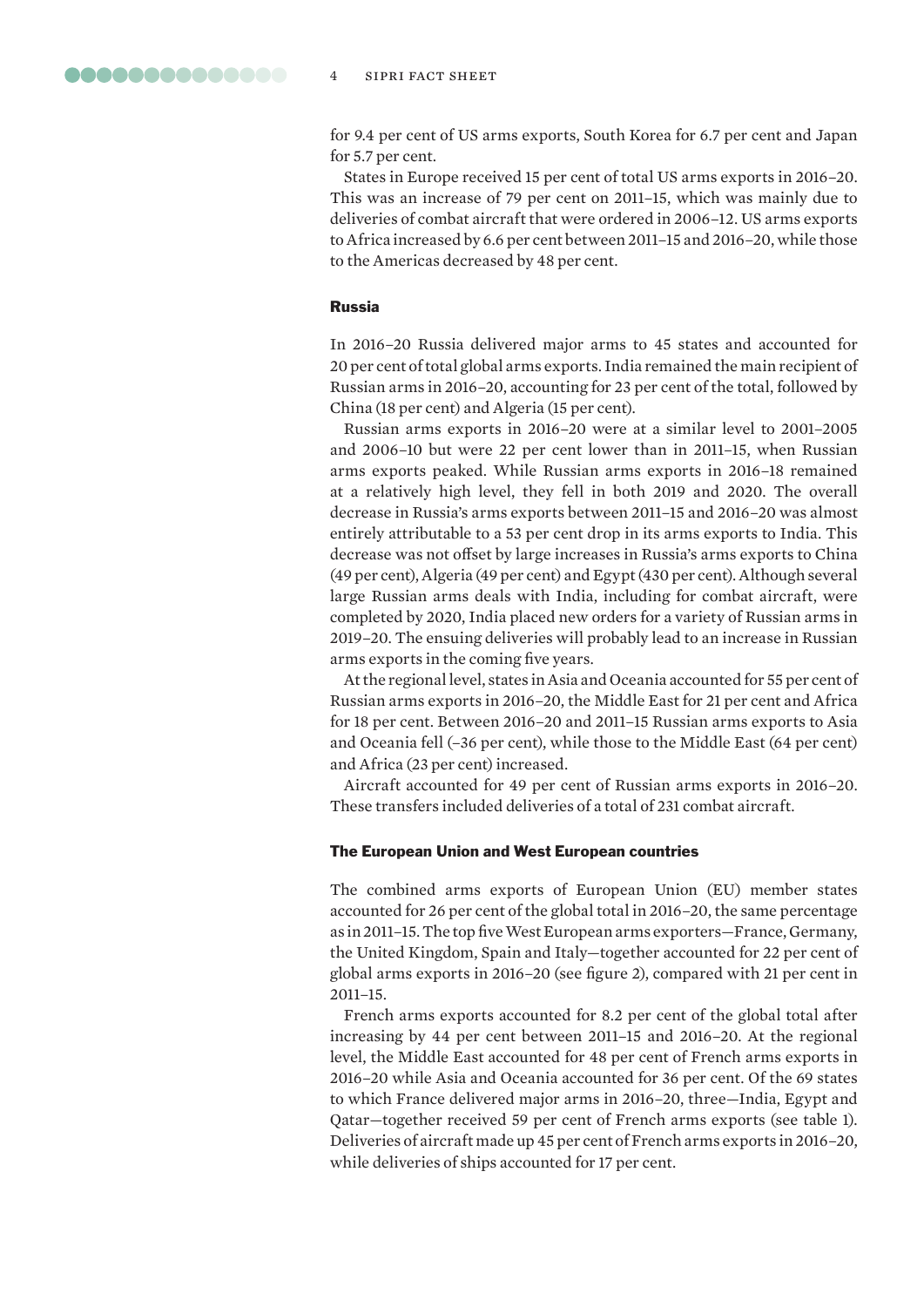for 9.4 per cent of US arms exports, South Korea for 6.7 per cent and Japan for 5.7 per cent.

States in Europe received 15 per cent of total US arms exports in 2016–20. This was an increase of 79 per cent on 2011–15, which was mainly due to deliveries of combat aircraft that were ordered in 2006–12. US arms exports to Africa increased by 6.6 per cent between 2011–15 and 2016–20, while those to the Americas decreased by 48 per cent.

### Russia

In 2016–20 Russia delivered major arms to 45 states and accounted for 20 per cent of total global arms exports. India remained the main recipient of Russian arms in 2016–20, accounting for 23 per cent of the total, followed by China (18 per cent) and Algeria (15 per cent).

Russian arms exports in 2016–20 were at a similar level to 2001–2005 and 2006–10 but were 22 per cent lower than in 2011–15, when Russian arms exports peaked. While Russian arms exports in 2016–18 remained at a relatively high level, they fell in both 2019 and 2020. The overall decrease in Russia's arms exports between 2011–15 and 2016–20 was almost entirely attributable to a 53 per cent drop in its arms exports to India. This decrease was not offset by large increases in Russia's arms exports to China (49 per cent), Algeria (49 per cent) and Egypt (430 per cent). Although several large Russian arms deals with India, including for combat aircraft, were completed by 2020, India placed new orders for a variety of Russian arms in 2019–20. The ensuing deliveries will probably lead to an increase in Russian arms exports in the coming five years.

At the regional level, states in Asia and Oceania accounted for 55 per cent of Russian arms exports in 2016–20, the Middle East for 21 per cent and Africa for 18 per cent. Between 2016–20 and 2011–15 Russian arms exports to Asia and Oceania fell (–36 per cent), while those to the Middle East (64 per cent) and Africa (23 per cent) increased.

Aircraft accounted for 49 per cent of Russian arms exports in 2016–20. These transfers included deliveries of a total of 231 combat aircraft.

### The European Union and West European countries

The combined arms exports of European Union (EU) member states accounted for 26 per cent of the global total in 2016–20, the same percentage as in 2011–15. The top five West European arms exporters—France, Germany, the United Kingdom, Spain and Italy—together accounted for 22 per cent of global arms exports in 2016–20 (see figure 2), compared with 21 per cent in 2011–15.

French arms exports accounted for 8.2 per cent of the global total after increasing by 44 per cent between 2011–15 and 2016–20. At the regional level, the Middle East accounted for 48 per cent of French arms exports in 2016–20 while Asia and Oceania accounted for 36 per cent. Of the 69 states to which France delivered major arms in 2016–20, three—India, Egypt and Qatar—together received 59 per cent of French arms exports (see table 1). Deliveries of aircraft made up 45 per cent of French arms exports in 2016–20, while deliveries of ships accounted for 17 per cent.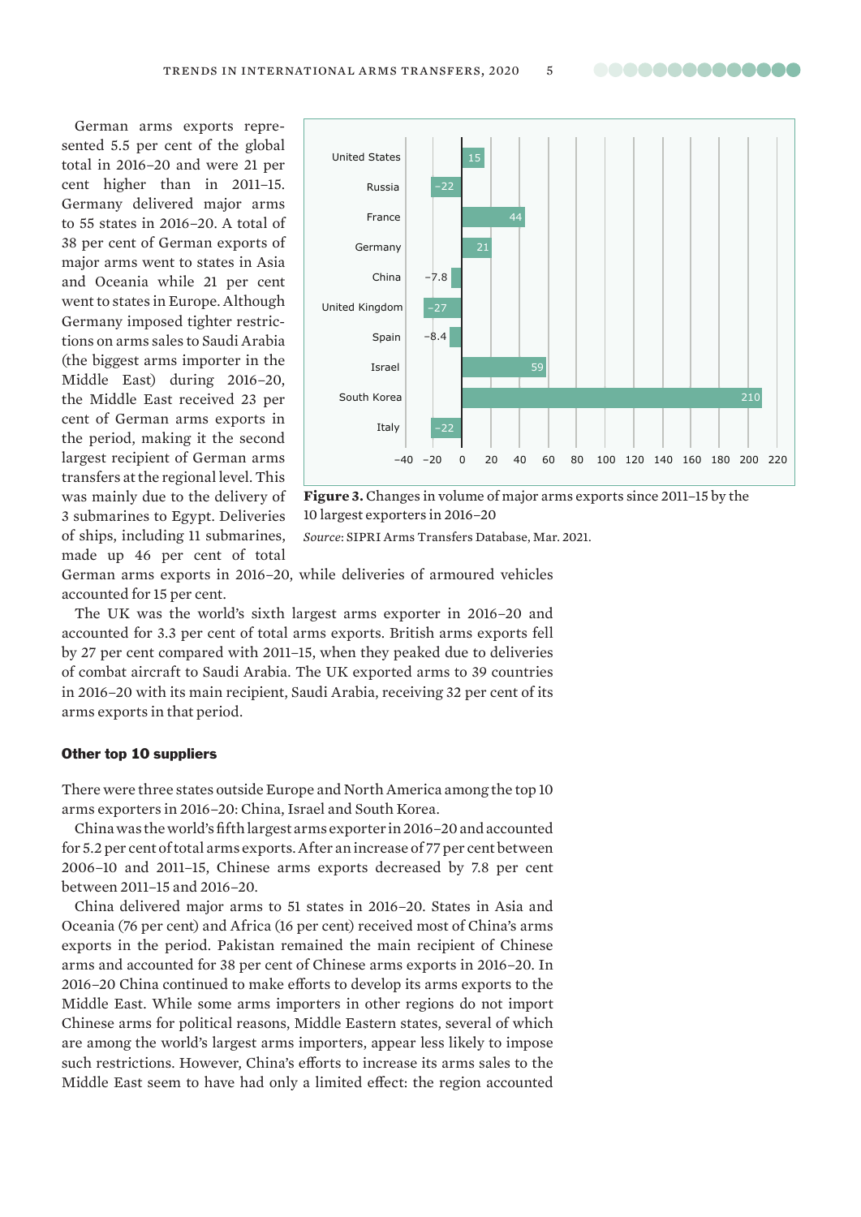German arms exports represented 5.5 per cent of the global total in 2016–20 and were 21 per cent higher than in 2011–15. Germany delivered major arms to 55 states in 2016–20. A total of 38 per cent of German exports of major arms went to states in Asia and Oceania while 21 per cent went to states in Europe. Although Germany imposed tighter restrictions on arms sales to Saudi Arabia (the biggest arms importer in the Middle East) during 2016–20, the Middle East received 23 per cent of German arms exports in the period, making it the second largest recipient of German arms transfers at the regional level. This was mainly due to the delivery of 3 submarines to Egypt. Deliveries of ships, including 11 submarines, made up 46 per cent of total German arms exports in 2016–20, while deliveries of armoured vehicles accounted for 15 per cent.

| Country | Change (%) |
|---|---|
| United States | 15 |
| Russia | −22 |
| France | 44 |
| Germany | 21 |
| China | −7.8 |
| United Kingdom | −27 |
| Spain | −8.4 |
| Israel | 59 |
| South Korea | 210 |
| Italy | −22 |

**Figure 3.** Changes in volume of major arms exports since 2011–15 by the 10 largest exporters in 2016–20

*Source*: SIPRI Arms Transfers Database, Mar. 2021.

The UK was the world's sixth largest arms exporter in 2016–20 and accounted for 3.3 per cent of total arms exports. British arms exports fell by 27 per cent compared with 2011–15, when they peaked due to deliveries of combat aircraft to Saudi Arabia. The UK exported arms to 39 countries in 2016–20 with its main recipient, Saudi Arabia, receiving 32 per cent of its arms exports in that period.

### Other top 10 suppliers

There were three states outside Europe and North America among the top 10 arms exporters in 2016–20: China, Israel and South Korea.

China was the world's fifth largest arms exporter in 2016–20 and accounted for 5.2 per cent of total arms exports. After an increase of 77 per cent between 2006–10 and 2011–15, Chinese arms exports decreased by 7.8 per cent between 2011–15 and 2016–20.

China delivered major arms to 51 states in 2016–20. States in Asia and Oceania (76 per cent) and Africa (16 per cent) received most of China's arms exports in the period. Pakistan remained the main recipient of Chinese arms and accounted for 38 per cent of Chinese arms exports in 2016–20. In 2016–20 China continued to make efforts to develop its arms exports to the Middle East. While some arms importers in other regions do not import Chinese arms for political reasons, Middle Eastern states, several of which are among the world's largest arms importers, appear less likely to impose such restrictions. However, China's efforts to increase its arms sales to the Middle East seem to have had only a limited effect: the region accounted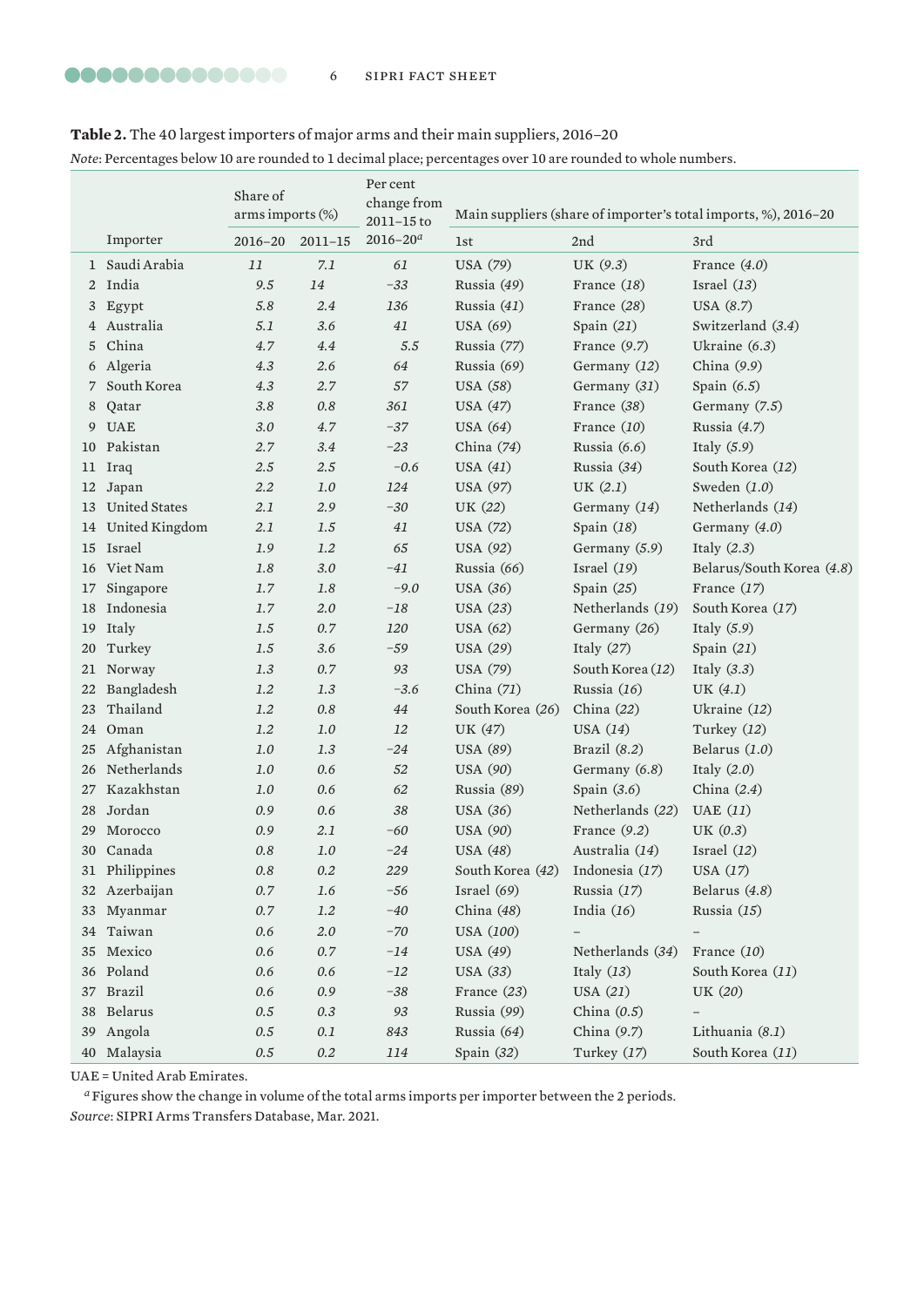**Table 2.** The 40 largest importers of major arms and their main suppliers, 2016–20

*Note*: Percentages below 10 are rounded to 1 decimal place; percentages over 10 are rounded to whole numbers.

| | Importer | Share of arms imports (%) | | Per cent change from 2011–15 to 2016–20[a] | Main suppliers (share of importer's total imports, %), 2016–20 | | |
|---|---|---|---|---|---|---|---|
| | | 2016–20 | 2011–15 | | 1st | 2nd | 3rd |
| 1 | Saudi Arabia | 11 | 7.1 | 61 | USA (79) | UK (9.3) | France (4.0) |
| 2 | India | 9.5 | 14 | −33 | Russia (49) | France (18) | Israel (13) |
| 3 | Egypt | 5.8 | 2.4 | 136 | Russia (41) | France (28) | USA (8.7) |
| 4 | Australia | 5.1 | 3.6 | 41 | USA (69) | Spain (21) | Switzerland (3.4) |
| 5 | China | 4.7 | 4.4 | 5.5 | Russia (77) | France (9.7) | Ukraine (6.3) |
| 6 | Algeria | 4.3 | 2.6 | 64 | Russia (69) | Germany (12) | China (9.9) |
| 7 | South Korea | 4.3 | 2.7 | 57 | USA (58) | Germany (31) | Spain (6.5) |
| 8 | Qatar | 3.8 | 0.8 | 361 | USA (47) | France (38) | Germany (7.5) |
| 9 | UAE | 3.0 | 4.7 | −37 | USA (64) | France (10) | Russia (4.7) |
| 10 | Pakistan | 2.7 | 3.4 | −23 | China (74) | Russia (6.6) | Italy (5.9) |
| 11 | Iraq | 2.5 | 2.5 | −0.6 | USA (41) | Russia (34) | South Korea (12) |
| 12 | Japan | 2.2 | 1.0 | 124 | USA (97) | UK (2.1) | Sweden (1.0) |
| 13 | United States | 2.1 | 2.9 | −30 | UK (22) | Germany (14) | Netherlands (14) |
| 14 | United Kingdom | 2.1 | 1.5 | 41 | USA (72) | Spain (18) | Germany (4.0) |
| 15 | Israel | 1.9 | 1.2 | 65 | USA (92) | Germany (5.9) | Italy (2.3) |
| 16 | Viet Nam | 1.8 | 3.0 | −41 | Russia (66) | Israel (19) | Belarus/South Korea (4.8) |
| 17 | Singapore | 1.7 | 1.8 | −9.0 | USA (36) | Spain (25) | France (17) |
| 18 | Indonesia | 1.7 | 2.0 | −18 | USA (23) | Netherlands (19) | South Korea (17) |
| 19 | Italy | 1.5 | 0.7 | 120 | USA (62) | Germany (26) | Italy (5.9) |
| 20 | Turkey | 1.5 | 3.6 | −59 | USA (29) | Italy (27) | Spain (21) |
| 21 | Norway | 1.3 | 0.7 | 93 | USA (79) | South Korea (12) | Italy (3.3) |
| 22 | Bangladesh | 1.2 | 1.3 | −3.6 | China (71) | Russia (16) | UK (4.1) |
| 23 | Thailand | 1.2 | 0.8 | 44 | South Korea (26) | China (22) | Ukraine (12) |
| 24 | Oman | 1.2 | 1.0 | 12 | UK (47) | USA (14) | Turkey (12) |
| 25 | Afghanistan | 1.0 | 1.3 | −24 | USA (89) | Brazil (8.2) | Belarus (1.0) |
| 26 | Netherlands | 1.0 | 0.6 | 52 | USA (90) | Germany (6.8) | Italy (2.0) |
| 27 | Kazakhstan | 1.0 | 0.6 | 62 | Russia (89) | Spain (3.6) | China (2.4) |
| 28 | Jordan | 0.9 | 0.6 | 38 | USA (36) | Netherlands (22) | UAE (11) |
| 29 | Morocco | 0.9 | 2.1 | −60 | USA (90) | France (9.2) | UK (0.3) |
| 30 | Canada | 0.8 | 1.0 | −24 | USA (48) | Australia (14) | Israel (12) |
| 31 | Philippines | 0.8 | 0.2 | 229 | South Korea (42) | Indonesia (17) | USA (17) |
| 32 | Azerbaijan | 0.7 | 1.6 | −56 | Israel (69) | Russia (17) | Belarus (4.8) |
| 33 | Myanmar | 0.7 | 1.2 | −40 | China (48) | India (16) | Russia (15) |
| 34 | Taiwan | 0.6 | 2.0 | −70 | USA (100) | – | – |
| 35 | Mexico | 0.6 | 0.7 | −14 | USA (49) | Netherlands (34) | France (10) |
| 36 | Poland | 0.6 | 0.6 | −12 | USA (33) | Italy (13) | South Korea (11) |
| 37 | Brazil | 0.6 | 0.9 | −38 | France (23) | USA (21) | UK (20) |
| 38 | Belarus | 0.5 | 0.3 | 93 | Russia (99) | China (0.5) | – |
| 39 | Angola | 0.5 | 0.1 | 843 | Russia (64) | China (9.7) | Lithuania (8.1) |
| 40 | Malaysia | 0.5 | 0.2 | 114 | Spain (32) | Turkey (17) | South Korea (11) |

UAE = United Arab Emirates.

[a] Figures show the change in volume of the total arms imports per importer between the 2 periods.

*Source*: SIPRI Arms Transfers Database, Mar. 2021.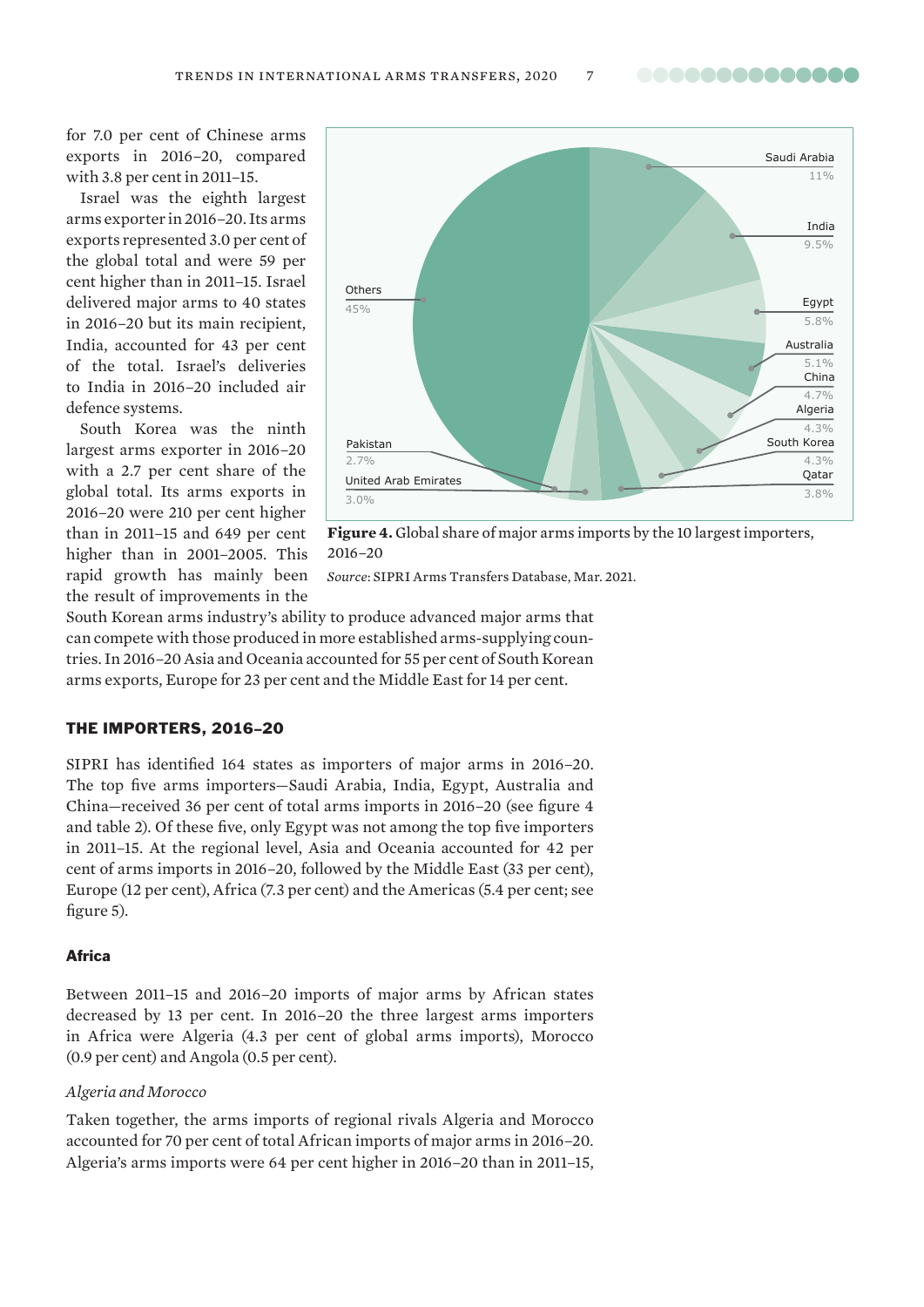for 7.0 per cent of Chinese arms exports in 2016–20, compared with 3.8 per cent in 2011–15.

Israel was the eighth largest arms exporter in 2016–20. Its arms exports represented 3.0 per cent of the global total and were 59 per cent higher than in 2011–15. Israel delivered major arms to 40 states in 2016–20 but its main recipient, India, accounted for 43 per cent of the total. Israel's deliveries to India in 2016–20 included air defence systems.

South Korea was the ninth largest arms exporter in 2016–20 with a 2.7 per cent share of the global total. Its arms exports in 2016–20 were 210 per cent higher than in 2011–15 and 649 per cent higher than in 2001–2005. This rapid growth has mainly been the result of improvements in the South Korean arms industry's ability to produce advanced major arms that can compete with those produced in more established arms-supplying countries. In 2016–20 Asia and Oceania accounted for 55 per cent of South Korean arms exports, Europe for 23 per cent and the Middle East for 14 per cent.

| Importer | Share |
|---|---|
| Saudi Arabia | 11% |
| India | 9.5% |
| Egypt | 5.8% |
| Australia | 5.1% |
| China | 4.7% |
| Algeria | 4.3% |
| South Korea | 4.3% |
| Qatar | 3.8% |
| United Arab Emirates | 3.0% |
| Pakistan | 2.7% |
| Others | 45% |

**Figure 4.** Global share of major arms imports by the 10 largest importers, 2016–20

*Source*: SIPRI Arms Transfers Database, Mar. 2021.

## THE IMPORTERS, 2016–20

SIPRI has identified 164 states as importers of major arms in 2016–20. The top five arms importers—Saudi Arabia, India, Egypt, Australia and China—received 36 per cent of total arms imports in 2016–20 (see figure 4 and table 2). Of these five, only Egypt was not among the top five importers in 2011–15. At the regional level, Asia and Oceania accounted for 42 per cent of arms imports in 2016–20, followed by the Middle East (33 per cent), Europe (12 per cent), Africa (7.3 per cent) and the Americas (5.4 per cent; see figure 5).

### Africa

Between 2011–15 and 2016–20 imports of major arms by African states decreased by 13 per cent. In 2016–20 the three largest arms importers in Africa were Algeria (4.3 per cent of global arms imports), Morocco (0.9 per cent) and Angola (0.5 per cent).

*Algeria and Morocco*

Taken together, the arms imports of regional rivals Algeria and Morocco accounted for 70 per cent of total African imports of major arms in 2016–20. Algeria's arms imports were 64 per cent higher in 2016–20 than in 2011–15,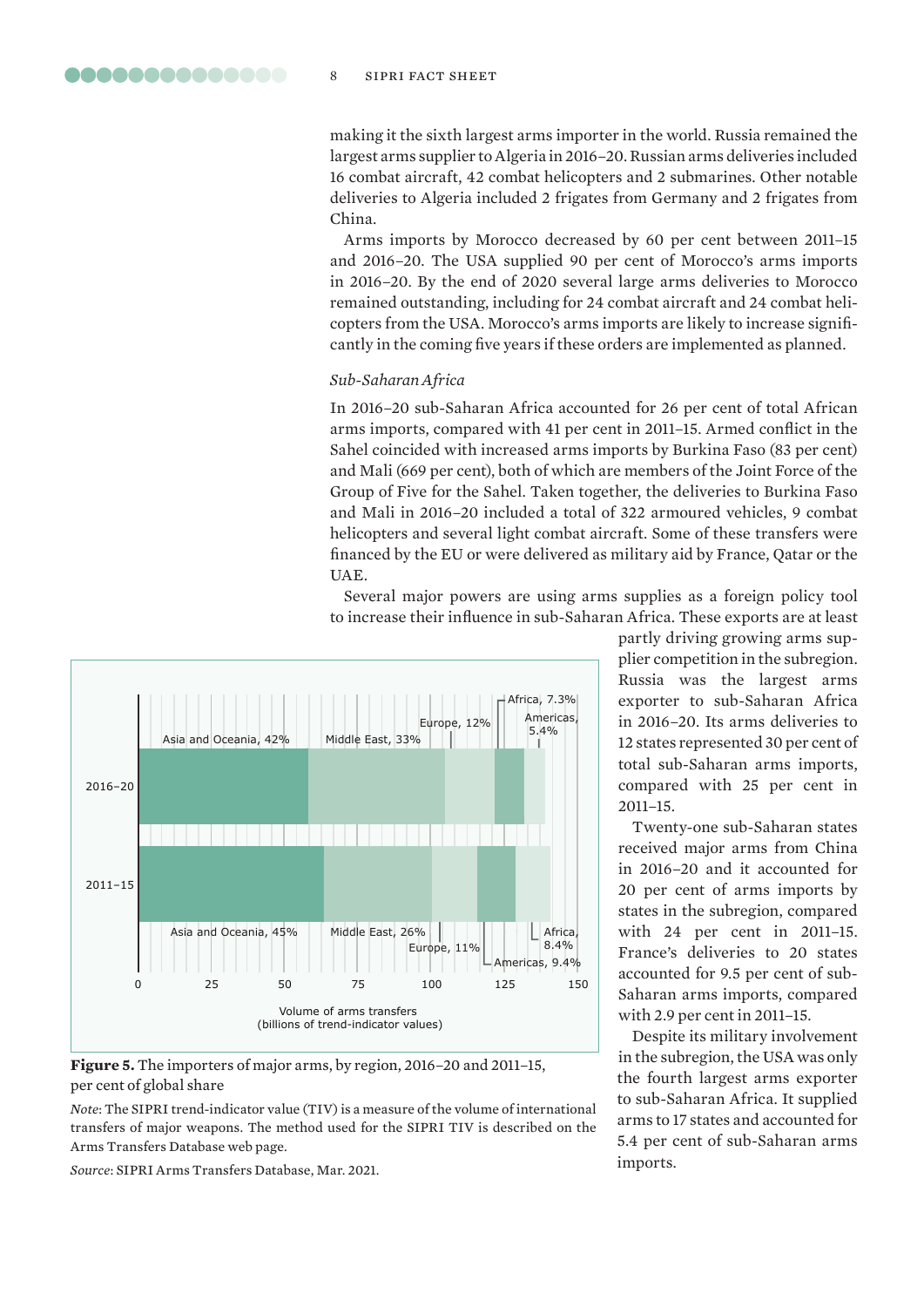making it the sixth largest arms importer in the world. Russia remained the largest arms supplier to Algeria in 2016–20. Russian arms deliveries included 16 combat aircraft, 42 combat helicopters and 2 submarines. Other notable deliveries to Algeria included 2 frigates from Germany and 2 frigates from China.

Arms imports by Morocco decreased by 60 per cent between 2011–15 and 2016–20. The USA supplied 90 per cent of Morocco's arms imports in 2016–20. By the end of 2020 several large arms deliveries to Morocco remained outstanding, including for 24 combat aircraft and 24 combat helicopters from the USA. Morocco's arms imports are likely to increase significantly in the coming five years if these orders are implemented as planned.

### *Sub-Saharan Africa*

In 2016–20 sub-Saharan Africa accounted for 26 per cent of total African arms imports, compared with 41 per cent in 2011–15. Armed conflict in the Sahel coincided with increased arms imports by Burkina Faso (83 per cent) and Mali (669 per cent), both of which are members of the Joint Force of the Group of Five for the Sahel. Taken together, the deliveries to Burkina Faso and Mali in 2016–20 included a total of 322 armoured vehicles, 9 combat helicopters and several light combat aircraft. Some of these transfers were financed by the EU or were delivered as military aid by France, Qatar or the UAE.

Several major powers are using arms supplies as a foreign policy tool to increase their influence in sub-Saharan Africa. These exports are at least partly driving growing arms supplier competition in the subregion. Russia was the largest arms exporter to sub-Saharan Africa in 2016–20. Its arms deliveries to 12 states represented 30 per cent of total sub-Saharan arms imports, compared with 25 per cent in 2011–15.

Twenty-one sub-Saharan states received major arms from China in 2016–20 and it accounted for 20 per cent of arms imports by states in the subregion, compared with 24 per cent in 2011–15. France's deliveries to 20 states accounted for 9.5 per cent of sub-Saharan arms imports, compared with 2.9 per cent in 2011–15.

Despite its military involvement in the subregion, the USA was only the fourth largest arms exporter to sub-Saharan Africa. It supplied arms to 17 states and accounted for 5.4 per cent of sub-Saharan arms imports.

| Period | Asia and Oceania | Middle East | Europe | Africa | Americas |
|---|---|---|---|---|---|
| 2016–20 | 42% | 33% | 12% | 7.3% | 5.4% |
| 2011–15 | 45% | 26% | 11% | 8.4% | 9.4% |

Volume of arms transfers (billions of trend-indicator values), axis 0–150

**Figure 5.** The importers of major arms, by region, 2016–20 and 2011–15, per cent of global share

*Note*: The SIPRI trend-indicator value (TIV) is a measure of the volume of international transfers of major weapons. The method used for the SIPRI TIV is described on the Arms Transfers Database web page.

*Source*: SIPRI Arms Transfers Database, Mar. 2021.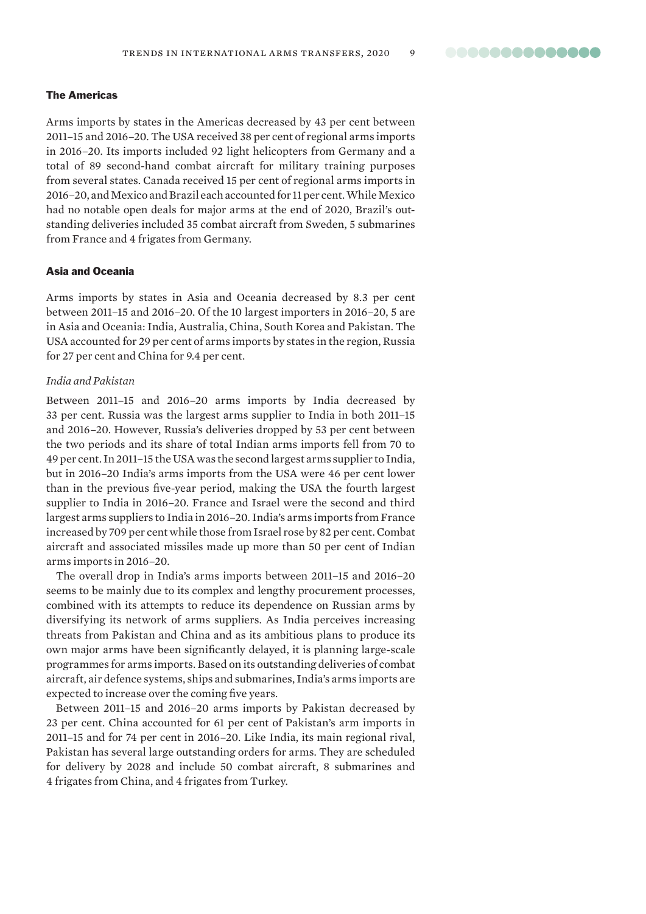## The Americas

Arms imports by states in the Americas decreased by 43 per cent between 2011–15 and 2016–20. The USA received 38 per cent of regional arms imports in 2016–20. Its imports included 92 light helicopters from Germany and a total of 89 second-hand combat aircraft for military training purposes from several states. Canada received 15 per cent of regional arms imports in 2016–20, and Mexico and Brazil each accounted for 11 per cent. While Mexico had no notable open deals for major arms at the end of 2020, Brazil's outstanding deliveries included 35 combat aircraft from Sweden, 5 submarines from France and 4 frigates from Germany.

## Asia and Oceania

Arms imports by states in Asia and Oceania decreased by 8.3 per cent between 2011–15 and 2016–20. Of the 10 largest importers in 2016–20, 5 are in Asia and Oceania: India, Australia, China, South Korea and Pakistan. The USA accounted for 29 per cent of arms imports by states in the region, Russia for 27 per cent and China for 9.4 per cent.

### *India and Pakistan*

Between 2011–15 and 2016–20 arms imports by India decreased by 33 per cent. Russia was the largest arms supplier to India in both 2011–15 and 2016–20. However, Russia's deliveries dropped by 53 per cent between the two periods and its share of total Indian arms imports fell from 70 to 49 per cent. In 2011–15 the USA was the second largest arms supplier to India, but in 2016–20 India's arms imports from the USA were 46 per cent lower than in the previous five-year period, making the USA the fourth largest supplier to India in 2016–20. France and Israel were the second and third largest arms suppliers to India in 2016–20. India's arms imports from France increased by 709 per cent while those from Israel rose by 82 per cent. Combat aircraft and associated missiles made up more than 50 per cent of Indian arms imports in 2016–20.

The overall drop in India's arms imports between 2011–15 and 2016–20 seems to be mainly due to its complex and lengthy procurement processes, combined with its attempts to reduce its dependence on Russian arms by diversifying its network of arms suppliers. As India perceives increasing threats from Pakistan and China and as its ambitious plans to produce its own major arms have been significantly delayed, it is planning large-scale programmes for arms imports. Based on its outstanding deliveries of combat aircraft, air defence systems, ships and submarines, India's arms imports are expected to increase over the coming five years.

Between 2011–15 and 2016–20 arms imports by Pakistan decreased by 23 per cent. China accounted for 61 per cent of Pakistan's arm imports in 2011–15 and for 74 per cent in 2016–20. Like India, its main regional rival, Pakistan has several large outstanding orders for arms. They are scheduled for delivery by 2028 and include 50 combat aircraft, 8 submarines and 4 frigates from China, and 4 frigates from Turkey.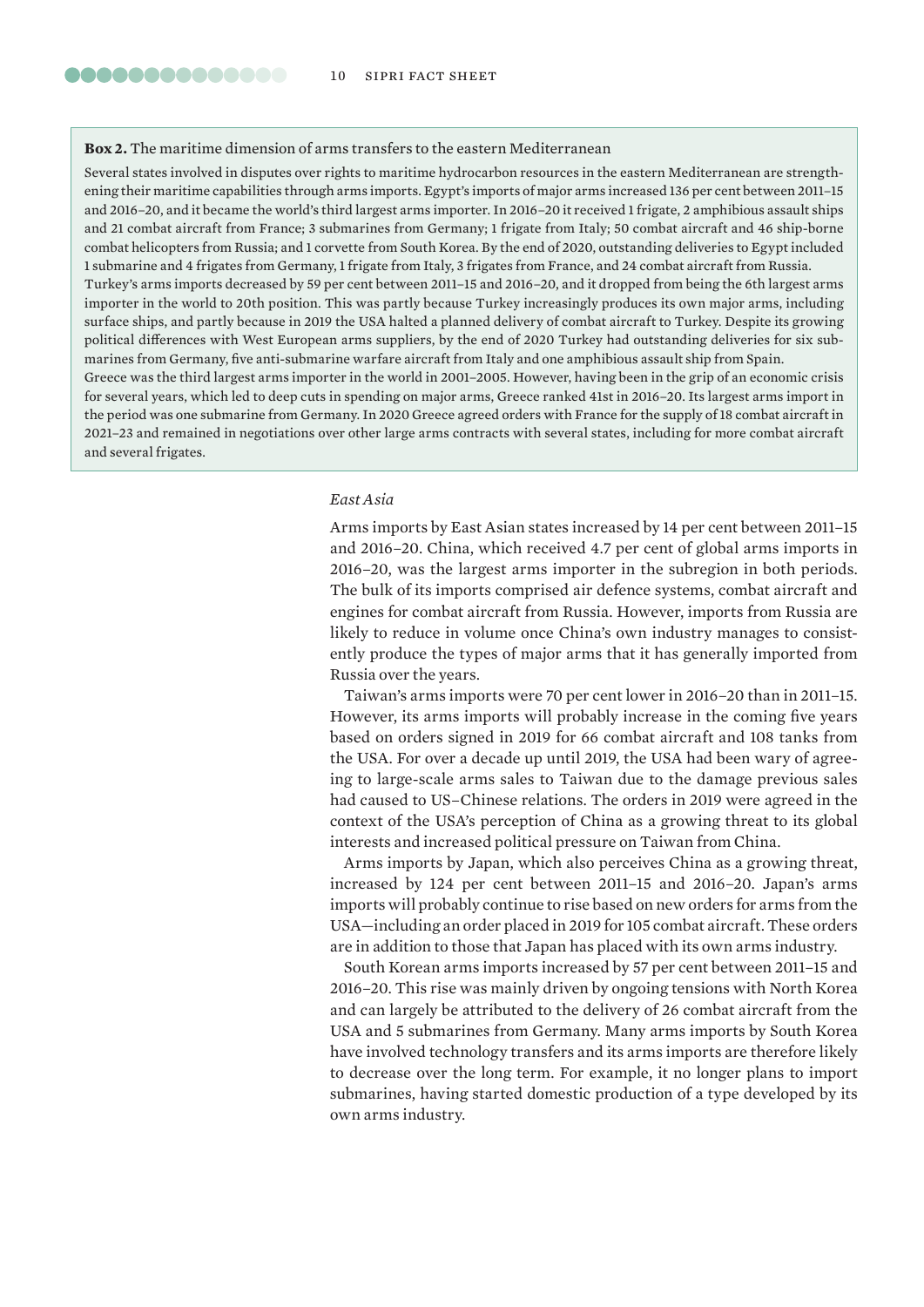**Box 2.** The maritime dimension of arms transfers to the eastern Mediterranean

Several states involved in disputes over rights to maritime hydrocarbon resources in the eastern Mediterranean are strengthening their maritime capabilities through arms imports. Egypt's imports of major arms increased 136 per cent between 2011–15 and 2016–20, and it became the world's third largest arms importer. In 2016–20 it received 1 frigate, 2 amphibious assault ships and 21 combat aircraft from France; 3 submarines from Germany; 1 frigate from Italy; 50 combat aircraft and 46 ship-borne combat helicopters from Russia; and 1 corvette from South Korea. By the end of 2020, outstanding deliveries to Egypt included 1 submarine and 4 frigates from Germany, 1 frigate from Italy, 3 frigates from France, and 24 combat aircraft from Russia.

Turkey's arms imports decreased by 59 per cent between 2011–15 and 2016–20, and it dropped from being the 6th largest arms importer in the world to 20th position. This was partly because Turkey increasingly produces its own major arms, including surface ships, and partly because in 2019 the USA halted a planned delivery of combat aircraft to Turkey. Despite its growing political differences with West European arms suppliers, by the end of 2020 Turkey had outstanding deliveries for six submarines from Germany, five anti-submarine warfare aircraft from Italy and one amphibious assault ship from Spain.

Greece was the third largest arms importer in the world in 2001–2005. However, having been in the grip of an economic crisis for several years, which led to deep cuts in spending on major arms, Greece ranked 41st in 2016–20. Its largest arms import in the period was one submarine from Germany. In 2020 Greece agreed orders with France for the supply of 18 combat aircraft in 2021–23 and remained in negotiations over other large arms contracts with several states, including for more combat aircraft and several frigates.

*East Asia*

Arms imports by East Asian states increased by 14 per cent between 2011–15 and 2016–20. China, which received 4.7 per cent of global arms imports in 2016–20, was the largest arms importer in the subregion in both periods. The bulk of its imports comprised air defence systems, combat aircraft and engines for combat aircraft from Russia. However, imports from Russia are likely to reduce in volume once China's own industry manages to consistently produce the types of major arms that it has generally imported from Russia over the years.

Taiwan's arms imports were 70 per cent lower in 2016–20 than in 2011–15. However, its arms imports will probably increase in the coming five years based on orders signed in 2019 for 66 combat aircraft and 108 tanks from the USA. For over a decade up until 2019, the USA had been wary of agreeing to large-scale arms sales to Taiwan due to the damage previous sales had caused to US–Chinese relations. The orders in 2019 were agreed in the context of the USA's perception of China as a growing threat to its global interests and increased political pressure on Taiwan from China.

Arms imports by Japan, which also perceives China as a growing threat, increased by 124 per cent between 2011–15 and 2016–20. Japan's arms imports will probably continue to rise based on new orders for arms from the USA—including an order placed in 2019 for 105 combat aircraft. These orders are in addition to those that Japan has placed with its own arms industry.

South Korean arms imports increased by 57 per cent between 2011–15 and 2016–20. This rise was mainly driven by ongoing tensions with North Korea and can largely be attributed to the delivery of 26 combat aircraft from the USA and 5 submarines from Germany. Many arms imports by South Korea have involved technology transfers and its arms imports are therefore likely to decrease over the long term. For example, it no longer plans to import submarines, having started domestic production of a type developed by its own arms industry.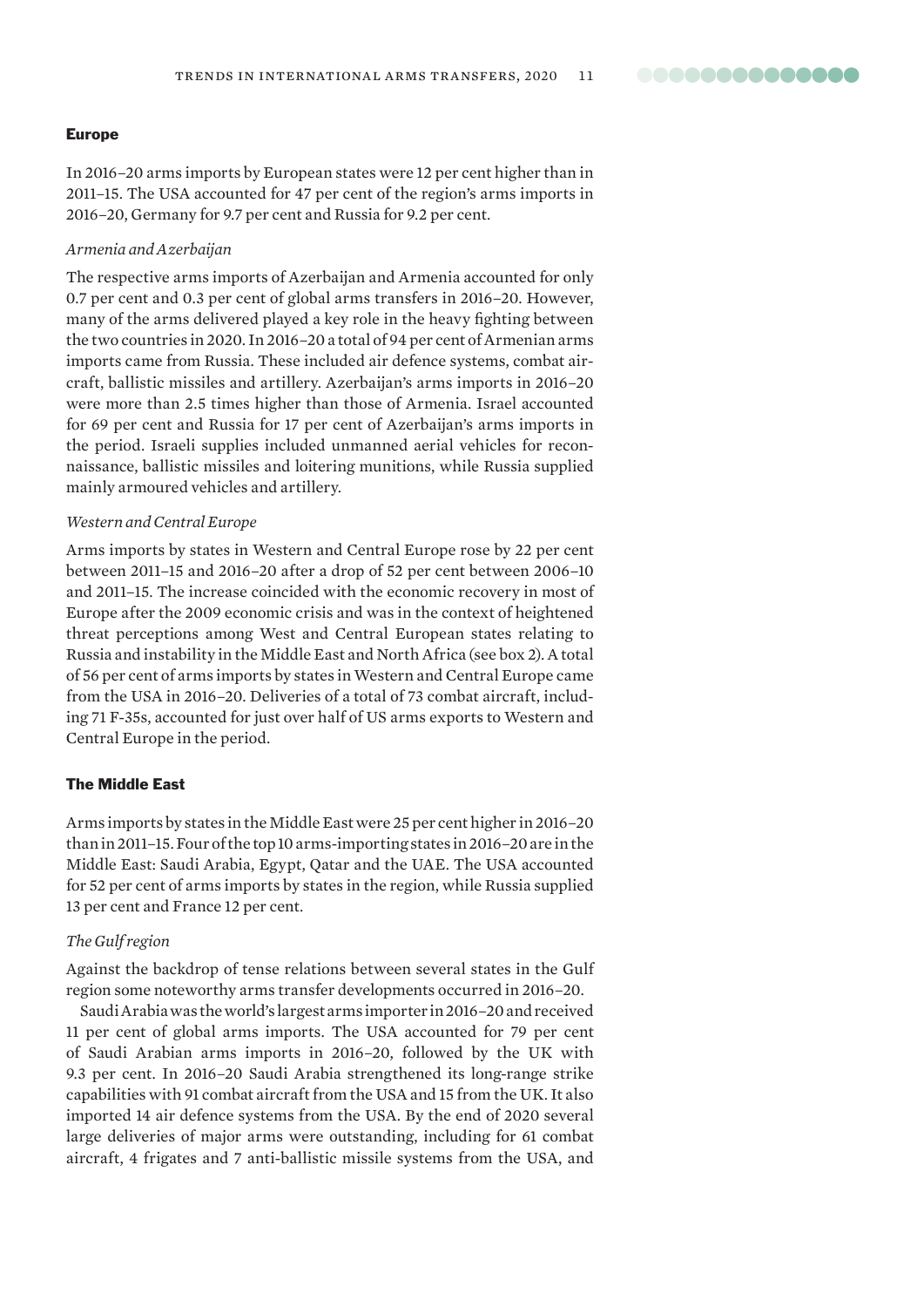## Europe

In 2016–20 arms imports by European states were 12 per cent higher than in 2011–15. The USA accounted for 47 per cent of the region's arms imports in 2016–20, Germany for 9.7 per cent and Russia for 9.2 per cent.

### *Armenia and Azerbaijan*

The respective arms imports of Azerbaijan and Armenia accounted for only 0.7 per cent and 0.3 per cent of global arms transfers in 2016–20. However, many of the arms delivered played a key role in the heavy fighting between the two countries in 2020. In 2016–20 a total of 94 per cent of Armenian arms imports came from Russia. These included air defence systems, combat aircraft, ballistic missiles and artillery. Azerbaijan's arms imports in 2016–20 were more than 2.5 times higher than those of Armenia. Israel accounted for 69 per cent and Russia for 17 per cent of Azerbaijan's arms imports in the period. Israeli supplies included unmanned aerial vehicles for reconnaissance, ballistic missiles and loitering munitions, while Russia supplied mainly armoured vehicles and artillery.

### *Western and Central Europe*

Arms imports by states in Western and Central Europe rose by 22 per cent between 2011–15 and 2016–20 after a drop of 52 per cent between 2006–10 and 2011–15. The increase coincided with the economic recovery in most of Europe after the 2009 economic crisis and was in the context of heightened threat perceptions among West and Central European states relating to Russia and instability in the Middle East and North Africa (see box 2). A total of 56 per cent of arms imports by states in Western and Central Europe came from the USA in 2016–20. Deliveries of a total of 73 combat aircraft, including 71 F-35s, accounted for just over half of US arms exports to Western and Central Europe in the period.

## The Middle East

Arms imports by states in the Middle East were 25 per cent higher in 2016–20 than in 2011–15. Four of the top 10 arms-importing states in 2016–20 are in the Middle East: Saudi Arabia, Egypt, Qatar and the UAE. The USA accounted for 52 per cent of arms imports by states in the region, while Russia supplied 13 per cent and France 12 per cent.

### *The Gulf region*

Against the backdrop of tense relations between several states in the Gulf region some noteworthy arms transfer developments occurred in 2016–20.

Saudi Arabia was the world's largest arms importer in 2016–20 and received 11 per cent of global arms imports. The USA accounted for 79 per cent of Saudi Arabian arms imports in 2016–20, followed by the UK with 9.3 per cent. In 2016–20 Saudi Arabia strengthened its long-range strike capabilities with 91 combat aircraft from the USA and 15 from the UK. It also imported 14 air defence systems from the USA. By the end of 2020 several large deliveries of major arms were outstanding, including for 61 combat aircraft, 4 frigates and 7 anti-ballistic missile systems from the USA, and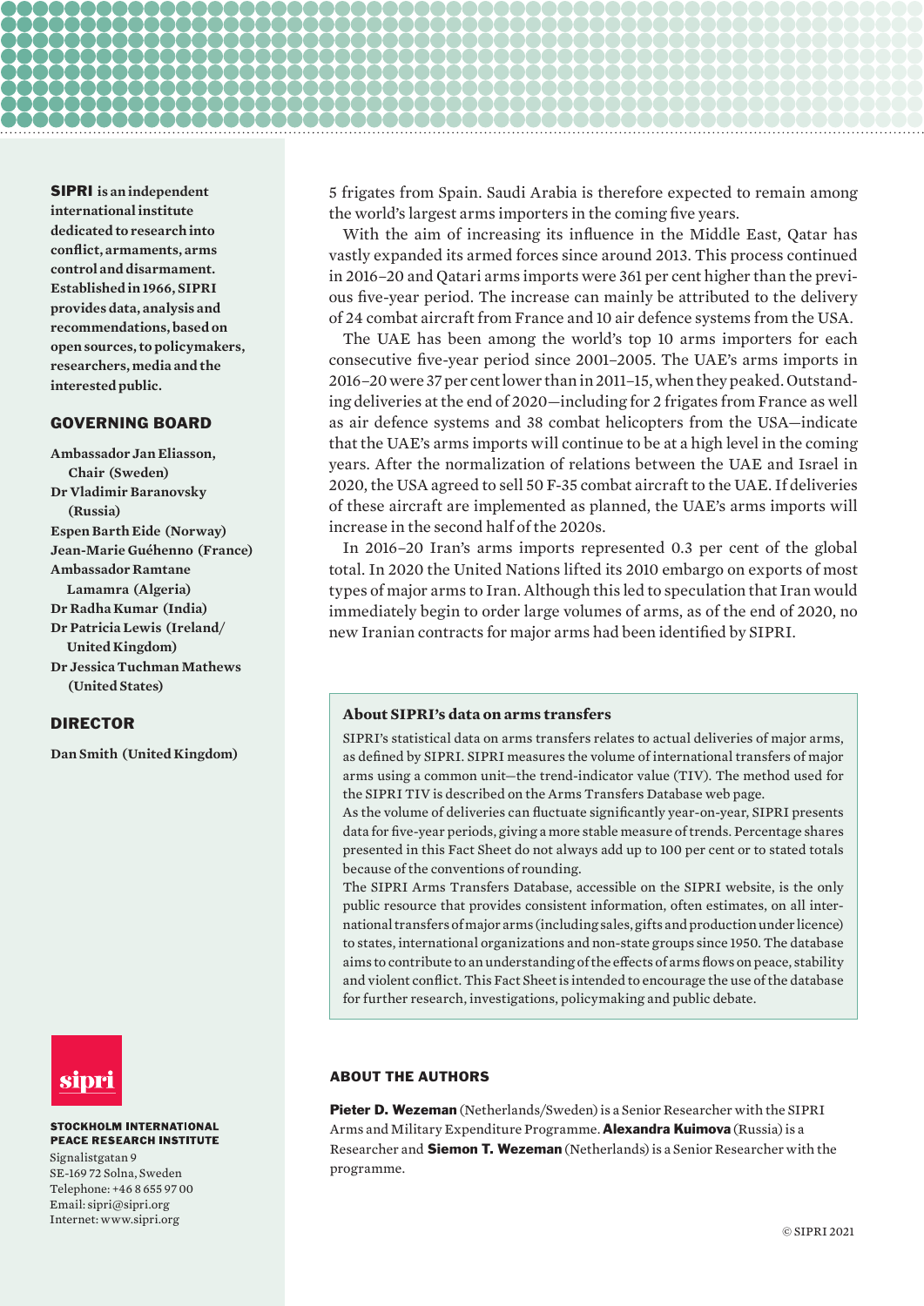5 frigates from Spain. Saudi Arabia is therefore expected to remain among the world's largest arms importers in the coming five years.

With the aim of increasing its influence in the Middle East, Qatar has vastly expanded its armed forces since around 2013. This process continued in 2016–20 and Qatari arms imports were 361 per cent higher than the previous five-year period. The increase can mainly be attributed to the delivery of 24 combat aircraft from France and 10 air defence systems from the USA.

The UAE has been among the world's top 10 arms importers for each consecutive five-year period since 2001–2005. The UAE's arms imports in 2016–20 were 37 per cent lower than in 2011–15, when they peaked. Outstanding deliveries at the end of 2020—including for 2 frigates from France as well as air defence systems and 38 combat helicopters from the USA—indicate that the UAE's arms imports will continue to be at a high level in the coming years. After the normalization of relations between the UAE and Israel in 2020, the USA agreed to sell 50 F-35 combat aircraft to the UAE. If deliveries of these aircraft are implemented as planned, the UAE's arms imports will increase in the second half of the 2020s.

In 2016–20 Iran's arms imports represented 0.3 per cent of the global total. In 2020 the United Nations lifted its 2010 embargo on exports of most types of major arms to Iran. Although this led to speculation that Iran would immediately begin to order large volumes of arms, as of the end of 2020, no new Iranian contracts for major arms had been identified by SIPRI.

### About SIPRI's data on arms transfers

SIPRI's statistical data on arms transfers relates to actual deliveries of major arms, as defined by SIPRI. SIPRI measures the volume of international transfers of major arms using a common unit—the trend-indicator value (TIV). The method used for the SIPRI TIV is described on the Arms Transfers Database web page.

As the volume of deliveries can fluctuate significantly year-on-year, SIPRI presents data for five-year periods, giving a more stable measure of trends. Percentage shares presented in this Fact Sheet do not always add up to 100 per cent or to stated totals because of the conventions of rounding.

The SIPRI Arms Transfers Database, accessible on the SIPRI website, is the only public resource that provides consistent information, often estimates, on all international transfers of major arms (including sales, gifts and production under licence) to states, international organizations and non-state groups since 1950. The database aims to contribute to an understanding of the effects of arms flows on peace, stability and violent conflict. This Fact Sheet is intended to encourage the use of the database for further research, investigations, policymaking and public debate.

### ABOUT THE AUTHORS

**Pieter D. Wezeman** (Netherlands/Sweden) is a Senior Researcher with the SIPRI Arms and Military Expenditure Programme. **Alexandra Kuimova** (Russia) is a Researcher and **Siemon T. Wezeman** (Netherlands) is a Senior Researcher with the programme.

**SIPRI** is an independent international institute dedicated to research into conflict, armaments, arms control and disarmament. Established in 1966, SIPRI provides data, analysis and recommendations, based on open sources, to policymakers, researchers, media and the interested public.

### GOVERNING BOARD

Ambassador Jan Eliasson, Chair (Sweden)
Dr Vladimir Baranovsky (Russia)
Espen Barth Eide (Norway)
Jean-Marie Guéhenno (France)
Ambassador Ramtane Lamamra (Algeria)
Dr Radha Kumar (India)
Dr Patricia Lewis (Ireland/United Kingdom)
Dr Jessica Tuchman Mathews (United States)

### DIRECTOR

Dan Smith (United Kingdom)

**STOCKHOLM INTERNATIONAL PEACE RESEARCH INSTITUTE**
Signalistgatan 9
SE-169 72 Solna, Sweden
Telephone: +46 8 655 97 00
Email: sipri@sipri.org
Internet: www.sipri.org

© SIPRI 2021